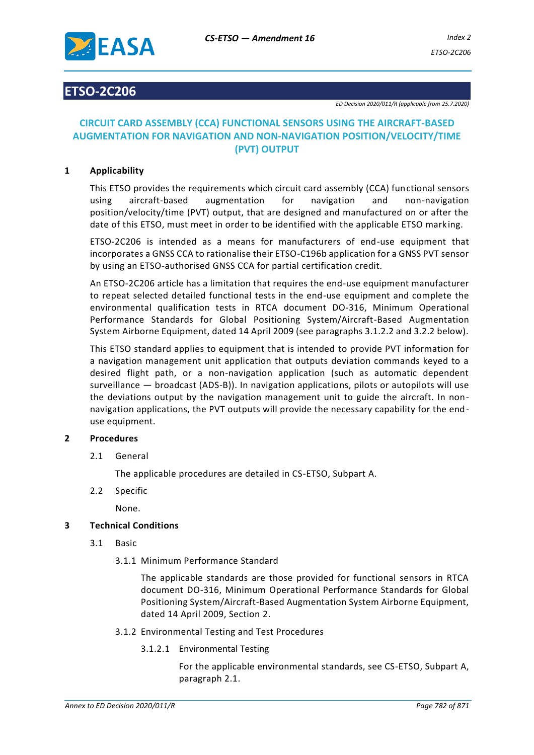# ETSO-2C206

*ED Decision 2020/011/R (applicable from 25.7.2020)*

## CIRCUIT CARD ASSEMBLY (CCA) FUNCTIONAL SENSORS USING THE AIRCRAFT-BASED AUGMENTATION FOR NAVIGATION AND NON-NAVIGATION POSITION/VELOCITY/TIME (PVT) OUTPUT

### 1 Applicability

This ETSO provides the requirements which circuit card assembly (CCA) functional sensors using aircraft-based augmentation for navigation and non-navigation position/velocity/time (PVT) output, that are designed and manufactured on or after the date of this ETSO, must meet in order to be identified with the applicable ETSO marking.

ETSO-2C206 is intended as a means for manufacturers of end-use equipment that incorporates a GNSS CCA to rationalise their ETSO-C196b application for a GNSS PVT sensor by using an ETSO-authorised GNSS CCA for partial certification credit.

An ETSO-2C206 article has a limitation that requires the end-use equipment manufacturer to repeat selected detailed functional tests in the end-use equipment and complete the environmental qualification tests in RTCA document DO-316, Minimum Operational Performance Standards for Global Positioning System/Aircraft-Based Augmentation System Airborne Equipment, dated 14 April 2009 (see paragraphs 3.1.2.2 and 3.2.2 below).

This ETSO standard applies to equipment that is intended to provide PVT information for a navigation management unit application that outputs deviation commands keyed to a desired flight path, or a non-navigation application (such as automatic dependent surveillance — broadcast (ADS-B)). In navigation applications, pilots or autopilots will use the deviations output by the navigation management unit to guide the aircraft. In non-navigation applications, the PVT outputs will provide the necessary capability for the end-use equipment.

### 2 Procedures

2.1 General

The applicable procedures are detailed in CS-ETSO, Subpart A.

2.2 Specific

None.

### 3 Technical Conditions

3.1 Basic

3.1.1 Minimum Performance Standard

The applicable standards are those provided for functional sensors in RTCA document DO-316, Minimum Operational Performance Standards for Global Positioning System/Aircraft-Based Augmentation System Airborne Equipment, dated 14 April 2009, Section 2.

3.1.2 Environmental Testing and Test Procedures

3.1.2.1 Environmental Testing

For the applicable environmental standards, see CS-ETSO, Subpart A, paragraph 2.1.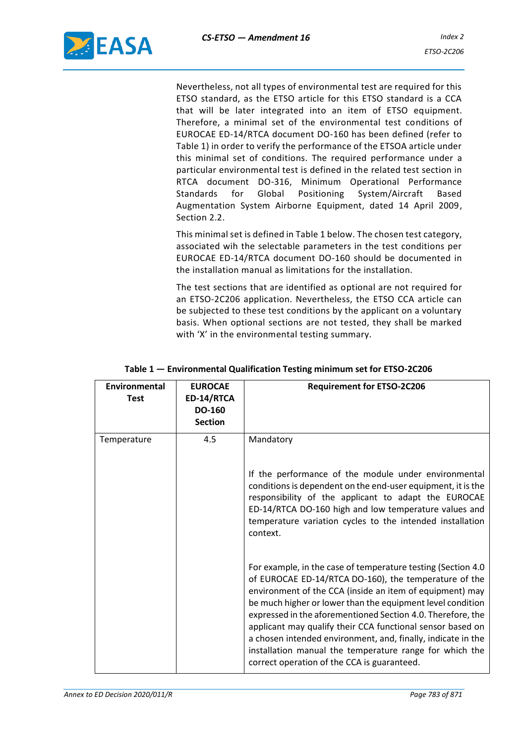Nevertheless, not all types of environmental test are required for this ETSO standard, as the ETSO article for this ETSO standard is a CCA that will be later integrated into an item of ETSO equipment. Therefore, a minimal set of the environmental test conditions of EUROCAE ED-14/RTCA document DO-160 has been defined (refer to Table 1) in order to verify the performance of the ETSOA article under this minimal set of conditions. The required performance under a particular environmental test is defined in the related test section in RTCA document DO-316, Minimum Operational Performance Standards for Global Positioning System/Aircraft Based Augmentation System Airborne Equipment, dated 14 April 2009, Section 2.2.

This minimal set is defined in Table 1 below. The chosen test category, associated wih the selectable parameters in the test conditions per EUROCAE ED-14/RTCA document DO-160 should be documented in the installation manual as limitations for the installation.

The test sections that are identified as optional are not required for an ETSO-2C206 application. Nevertheless, the ETSO CCA article can be subjected to these test conditions by the applicant on a voluntary basis. When optional sections are not tested, they shall be marked with 'X' in the environmental testing summary.

**Table 1 — Environmental Qualification Testing minimum set for ETSO-2C206**

| Environmental Test | EUROCAE ED-14/RTCA DO-160 Section | Requirement for ETSO-2C206 |
|---|---|---|
| Temperature | 4.5 | Mandatory<br><br>If the performance of the module under environmental conditions is dependent on the end-user equipment, it is the responsibility of the applicant to adapt the EUROCAE ED-14/RTCA DO-160 high and low temperature values and temperature variation cycles to the intended installation context.<br><br>For example, in the case of temperature testing (Section 4.0 of EUROCAE ED-14/RTCA DO-160), the temperature of the environment of the CCA (inside an item of equipment) may be much higher or lower than the equipment level condition expressed in the aforementioned Section 4.0. Therefore, the applicant may qualify their CCA functional sensor based on a chosen intended environment, and, finally, indicate in the installation manual the temperature range for which the correct operation of the CCA is guaranteed. |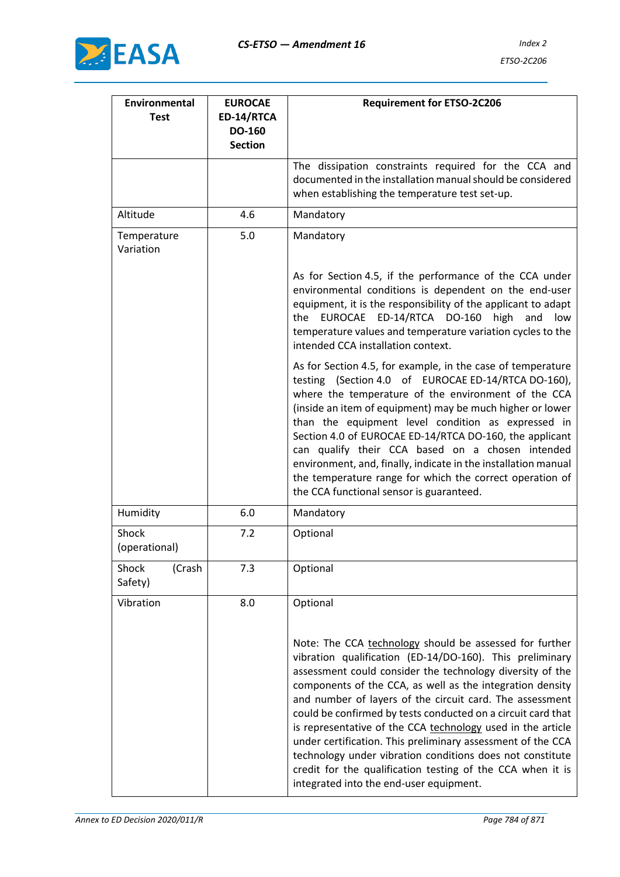| Environmental Test | EUROCAE ED-14/RTCA DO-160 Section | Requirement for ETSO-2C206 |
|---|---|---|
| | | The dissipation constraints required for the CCA and documented in the installation manual should be considered when establishing the temperature test set-up. |
| Altitude | 4.6 | Mandatory |
| Temperature Variation | 5.0 | Mandatory<br><br>As for Section 4.5, if the performance of the CCA under environmental conditions is dependent on the end-user equipment, it is the responsibility of the applicant to adapt the EUROCAE ED-14/RTCA DO-160 high and low temperature values and temperature variation cycles to the intended CCA installation context.<br><br>As for Section 4.5, for example, in the case of temperature testing (Section 4.0 of EUROCAE ED-14/RTCA DO-160), where the temperature of the environment of the CCA (inside an item of equipment) may be much higher or lower than the equipment level condition as expressed in Section 4.0 of EUROCAE ED-14/RTCA DO-160, the applicant can qualify their CCA based on a chosen intended environment, and, finally, indicate in the installation manual the temperature range for which the correct operation of the CCA functional sensor is guaranteed. |
| Humidity | 6.0 | Mandatory |
| Shock (operational) | 7.2 | Optional |
| Shock (Crash Safety) | 7.3 | Optional |
| Vibration | 8.0 | Optional<br><br>Note: The CCA technology should be assessed for further vibration qualification (ED-14/DO-160). This preliminary assessment could consider the technology diversity of the components of the CCA, as well as the integration density and number of layers of the circuit card. The assessment could be confirmed by tests conducted on a circuit card that is representative of the CCA technology used in the article under certification. This preliminary assessment of the CCA technology under vibration conditions does not constitute credit for the qualification testing of the CCA when it is integrated into the end-user equipment. |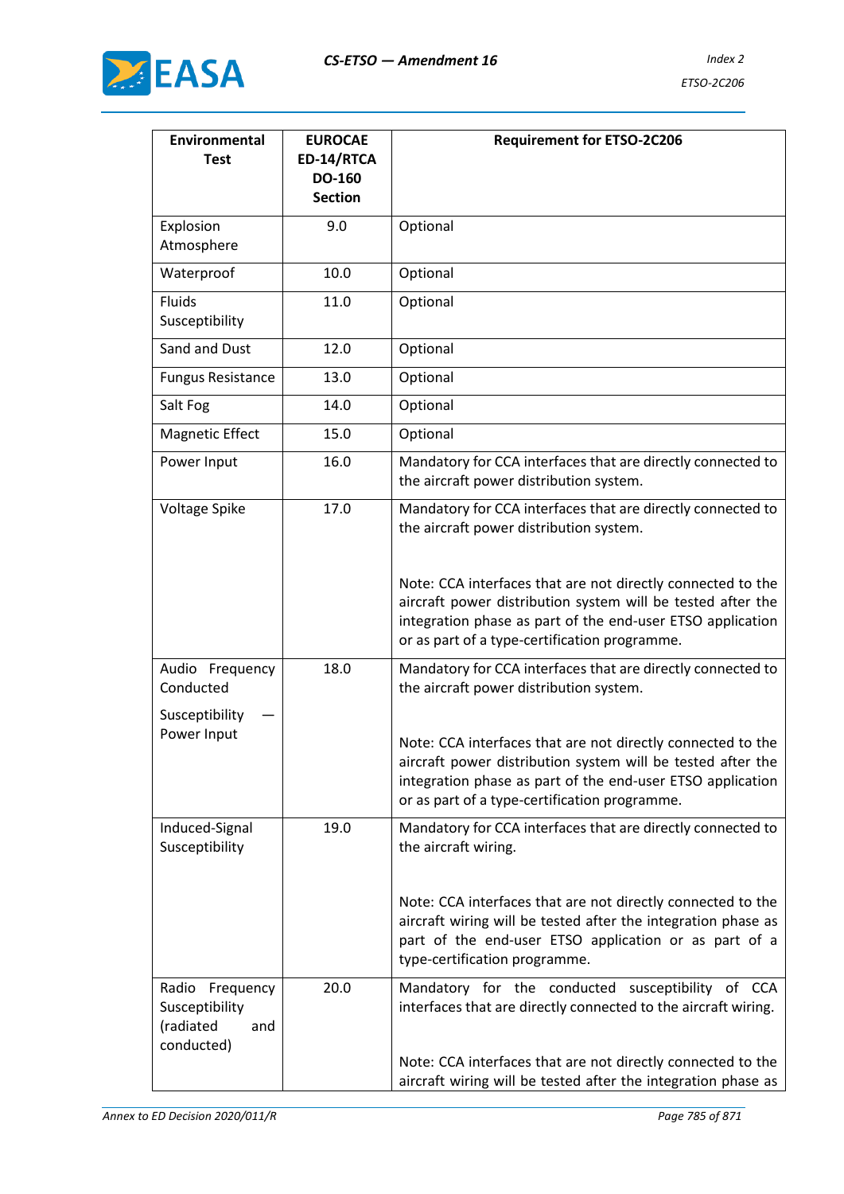| Environmental Test | EUROCAE ED-14/RTCA DO-160 Section | Requirement for ETSO-2C206 |
|---|---|---|
| Explosion Atmosphere | 9.0 | Optional |
| Waterproof | 10.0 | Optional |
| Fluids Susceptibility | 11.0 | Optional |
| Sand and Dust | 12.0 | Optional |
| Fungus Resistance | 13.0 | Optional |
| Salt Fog | 14.0 | Optional |
| Magnetic Effect | 15.0 | Optional |
| Power Input | 16.0 | Mandatory for CCA interfaces that are directly connected to the aircraft power distribution system. |
| Voltage Spike | 17.0 | Mandatory for CCA interfaces that are directly connected to the aircraft power distribution system.<br><br>Note: CCA interfaces that are not directly connected to the aircraft power distribution system will be tested after the integration phase as part of the end-user ETSO application or as part of a type-certification programme. |
| Audio Frequency Conducted Susceptibility — Power Input | 18.0 | Mandatory for CCA interfaces that are directly connected to the aircraft power distribution system.<br><br>Note: CCA interfaces that are not directly connected to the aircraft power distribution system will be tested after the integration phase as part of the end-user ETSO application or as part of a type-certification programme. |
| Induced-Signal Susceptibility | 19.0 | Mandatory for CCA interfaces that are directly connected to the aircraft wiring.<br><br>Note: CCA interfaces that are not directly connected to the aircraft wiring will be tested after the integration phase as part of the end-user ETSO application or as part of a type-certification programme. |
| Radio Frequency Susceptibility (radiated and conducted) | 20.0 | Mandatory for the conducted susceptibility of CCA interfaces that are directly connected to the aircraft wiring.<br><br>Note: CCA interfaces that are not directly connected to the aircraft wiring will be tested after the integration phase as |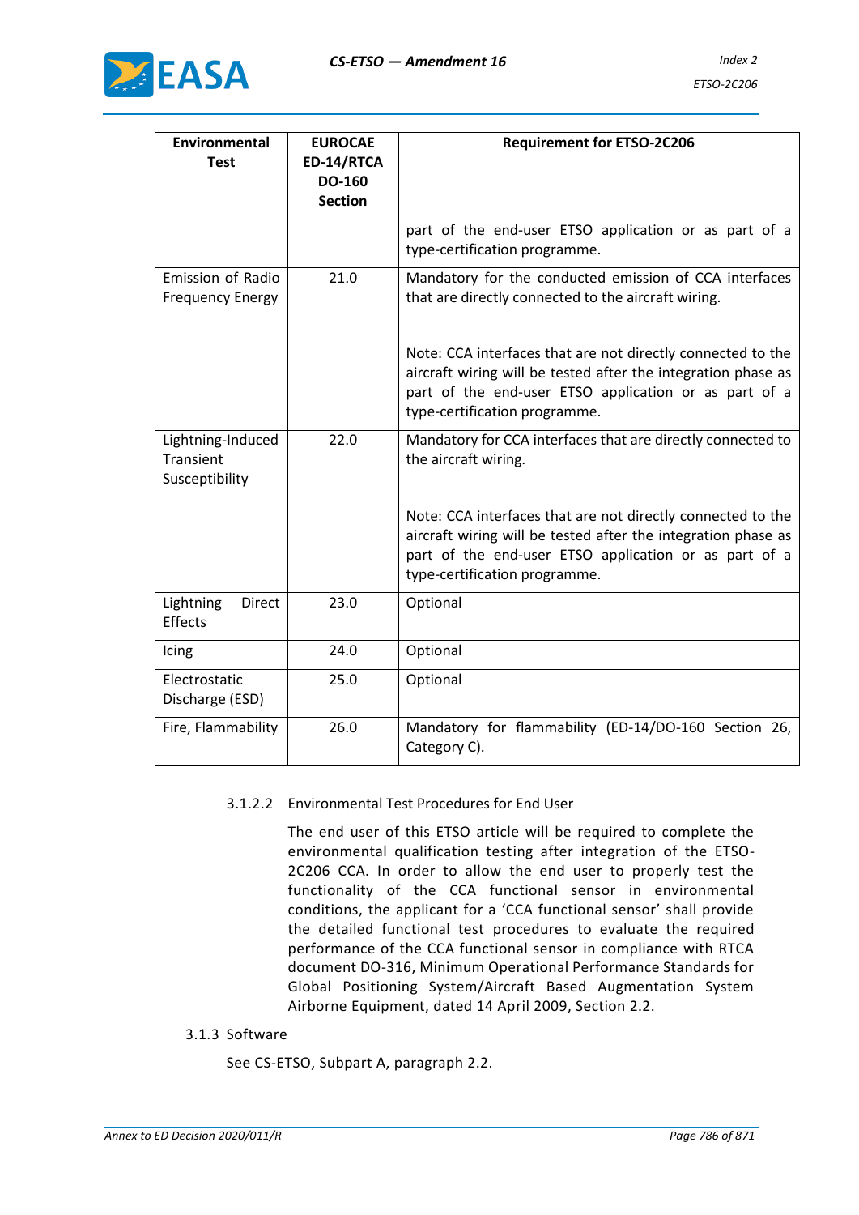| Environmental Test | EUROCAE ED-14/RTCA DO-160 Section | Requirement for ETSO-2C206 |
|---|---|---|
| | | part of the end-user ETSO application or as part of a type-certification programme. |
| Emission of Radio Frequency Energy | 21.0 | Mandatory for the conducted emission of CCA interfaces that are directly connected to the aircraft wiring.<br><br>Note: CCA interfaces that are not directly connected to the aircraft wiring will be tested after the integration phase as part of the end-user ETSO application or as part of a type-certification programme. |
| Lightning-Induced Transient Susceptibility | 22.0 | Mandatory for CCA interfaces that are directly connected to the aircraft wiring.<br><br>Note: CCA interfaces that are not directly connected to the aircraft wiring will be tested after the integration phase as part of the end-user ETSO application or as part of a type-certification programme. |
| Lightning Direct Effects | 23.0 | Optional |
| Icing | 24.0 | Optional |
| Electrostatic Discharge (ESD) | 25.0 | Optional |
| Fire, Flammability | 26.0 | Mandatory for flammability (ED-14/DO-160 Section 26, Category C). |

3.1.2.2 Environmental Test Procedures for End User

The end user of this ETSO article will be required to complete the environmental qualification testing after integration of the ETSO-2C206 CCA. In order to allow the end user to properly test the functionality of the CCA functional sensor in environmental conditions, the applicant for a 'CCA functional sensor' shall provide the detailed functional test procedures to evaluate the required performance of the CCA functional sensor in compliance with RTCA document DO-316, Minimum Operational Performance Standards for Global Positioning System/Aircraft Based Augmentation System Airborne Equipment, dated 14 April 2009, Section 2.2.

3.1.3 Software

See CS-ETSO, Subpart A, paragraph 2.2.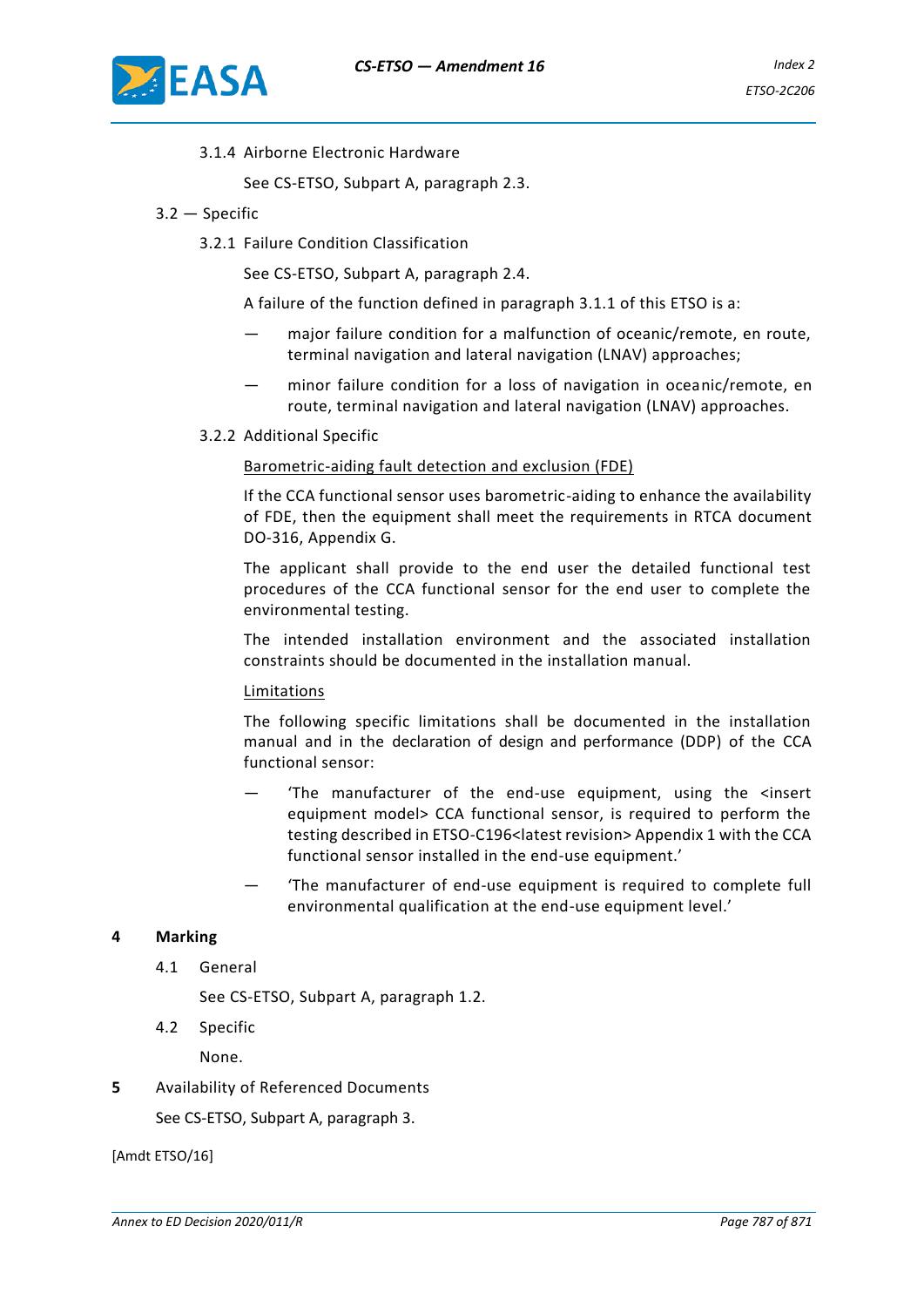3.1.4 Airborne Electronic Hardware

See CS-ETSO, Subpart A, paragraph 2.3.

3.2 — Specific

3.2.1 Failure Condition Classification

See CS-ETSO, Subpart A, paragraph 2.4.

A failure of the function defined in paragraph 3.1.1 of this ETSO is a:

— major failure condition for a malfunction of oceanic/remote, en route, terminal navigation and lateral navigation (LNAV) approaches;

— minor failure condition for a loss of navigation in oceanic/remote, en route, terminal navigation and lateral navigation (LNAV) approaches.

3.2.2 Additional Specific

Barometric-aiding fault detection and exclusion (FDE)

If the CCA functional sensor uses barometric-aiding to enhance the availability of FDE, then the equipment shall meet the requirements in RTCA document DO-316, Appendix G.

The applicant shall provide to the end user the detailed functional test procedures of the CCA functional sensor for the end user to complete the environmental testing.

The intended installation environment and the associated installation constraints should be documented in the installation manual.

Limitations

The following specific limitations shall be documented in the installation manual and in the declaration of design and performance (DDP) of the CCA functional sensor:

— 'The manufacturer of the end-use equipment, using the <insert equipment model> CCA functional sensor, is required to perform the testing described in ETSO-C196<latest revision> Appendix 1 with the CCA functional sensor installed in the end-use equipment.'

— 'The manufacturer of end-use equipment is required to complete full environmental qualification at the end-use equipment level.'

## 4 Marking

4.1 General

See CS-ETSO, Subpart A, paragraph 1.2.

4.2 Specific

None.

## 5 Availability of Referenced Documents

See CS-ETSO, Subpart A, paragraph 3.

[Amdt ETSO/16]